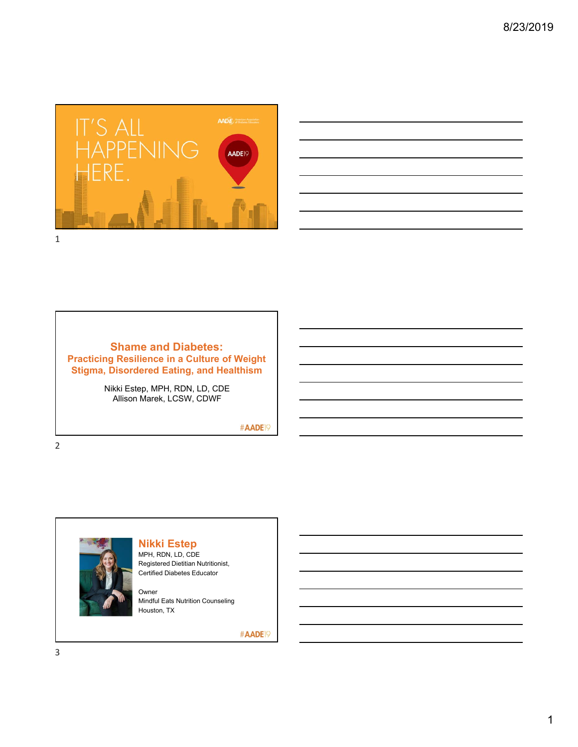IT'S ALL HAPPENING HERE.

AADE19

## Shame and Diabetes:
### Practicing Resilience in a Culture of Weight Stigma, Disordered Eating, and Healthism

Nikki Estep, MPH, RDN, LD, CDE
Allison Marek, LCSW, CDWF

#AADE19

### Nikki Estep

MPH, RDN, LD, CDE
Registered Dietitian Nutritionist,
Certified Diabetes Educator

Owner
Mindful Eats Nutrition Counseling
Houston, TX

#AADE19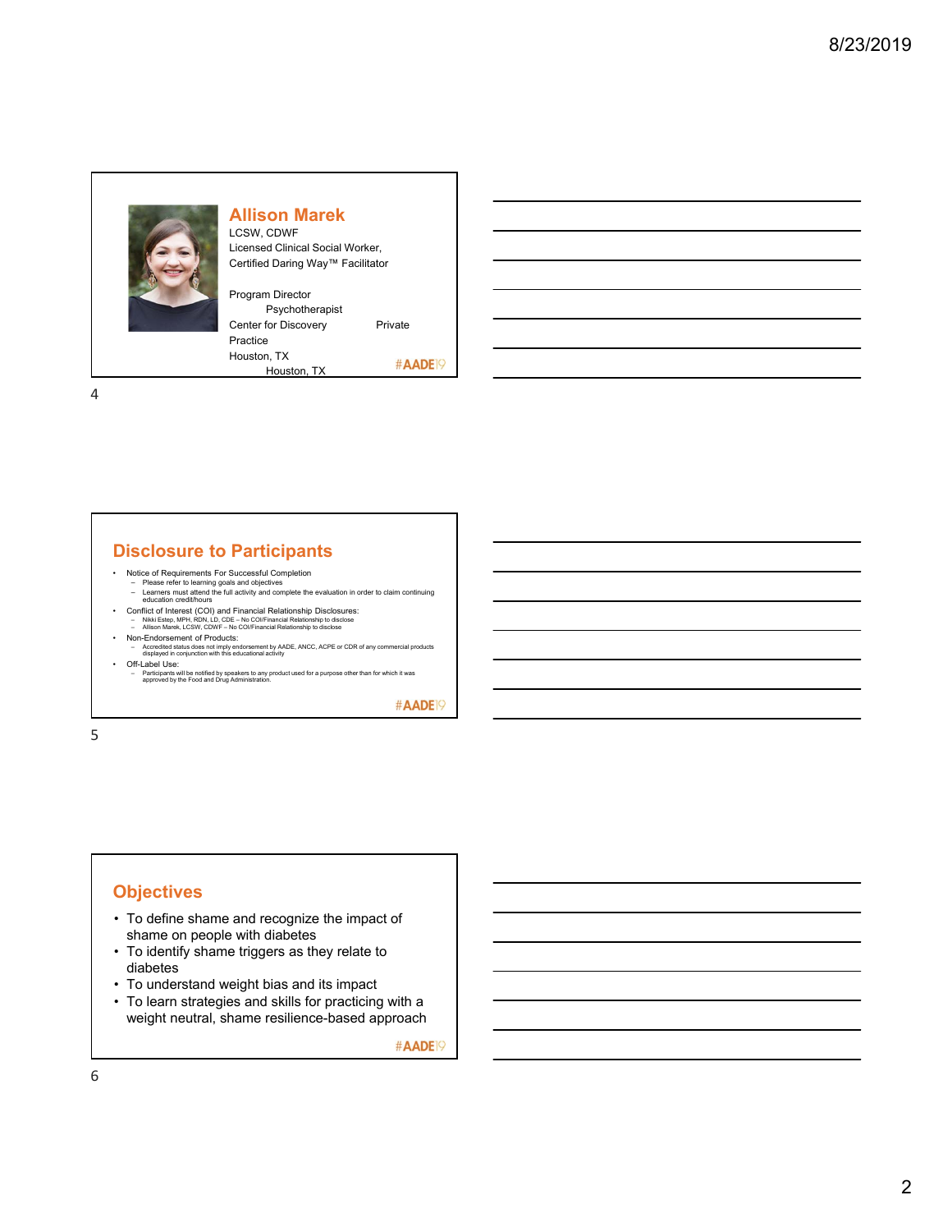## Allison Marek

LCSW, CDWF
Licensed Clinical Social Worker,
Certified Daring Way™ Facilitator

Program Director
Center for Discovery
Houston, TX

Psychotherapist
Private Practice
Houston, TX

#AADE19

## Disclosure to Participants

- Notice of Requirements For Successful Completion
  - Please refer to learning goals and objectives
  - Learners must attend the full activity and complete the evaluation in order to claim continuing education credit/hours
- Conflict of Interest (COI) and Financial Relationship Disclosures:
  - Nikki Estep, MPH, RDN, LD, CDE – No COI/Financial Relationship to disclose
  - Allison Marek, LCSW, CDWF – No COI/Financial Relationship to disclose
- Non-Endorsement of Products:
  - Accredited status does not imply endorsement by AADE, ANCC, ACPE or CDR of any commercial products displayed in conjunction with this educational activity
- Off-Label Use:
  - Participants will be notified by speakers to any product used for a purpose other than for which it was approved by the Food and Drug Administration.

#AADE19

## Objectives

- To define shame and recognize the impact of shame on people with diabetes
- To identify shame triggers as they relate to diabetes
- To understand weight bias and its impact
- To learn strategies and skills for practicing with a weight neutral, shame resilience-based approach

#AADE19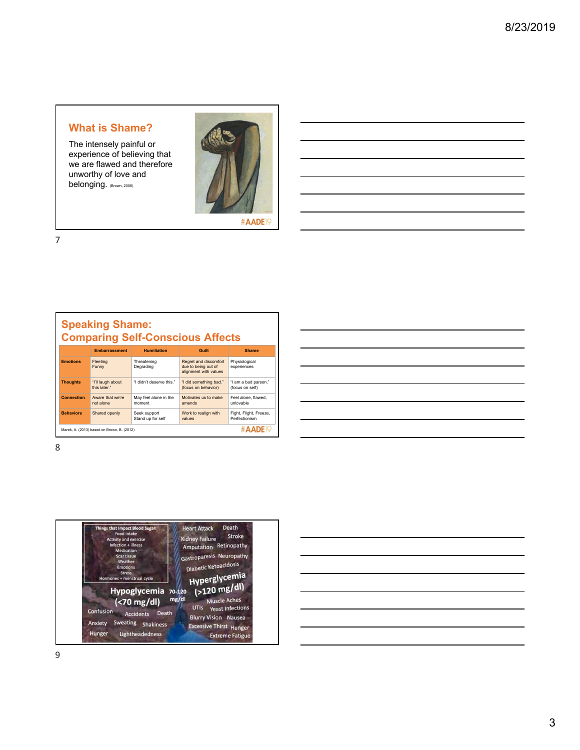## What is Shame?

The intensely painful or experience of believing that we are flawed and therefore unworthy of love and belonging. (Brown, 2006)

#AADE19

## Speaking Shame: Comparing Self-Conscious Affects

| | Embarrassment | Humiliation | Guilt | Shame |
|---|---|---|---|---|
| **Emotions** | Fleeting Funny | Threatening Degrading | Regret and discomfort due to being out of alignment with values | Physiological experiences |
| **Thoughts** | "I'll laugh about this later." | "I didn't deserve this." | "I did something bad." (focus on behavior) | "I am a bad parson." (focus on self) |
| **Connection** | Aware that we're not alone | May feel alone in the moment | Motivates us to make amends | Feel alone, flawed, unlovable |
| **Behaviors** | Shared openly | Seek support Stand up for self | Work to realign with values | Fight, Flight, Freeze, Perfectionism |

Marek, A. (2013) based on Brown, B. (2012)

#AADE19

**Things that Impact Blood Sugar:**
Food intake
Activity and exercise
Infection + illness
Medication
Scar tissue
Weather
Emotions
Stress
Hormones + menstrual cycle

**Hypoglycemia (<70 mg/dl)**
Confusion, Accidents, Death, Anxiety, Sweating, Shakiness, Hunger, Lightheadedness

**70-120 mg/dl**

**Hyperglycemia (>120 mg/dl)**
Heart Attack, Death, Kidney Failure, Stroke, Amputation, Retinopathy, Gastroparesis, Neuropathy, Diabetic Ketoacidosis, UTIs, Muscle Aches, Yeast Infections, Blurry Vision, Nausea, Excessive Thirst, Hunger, Extreme Fatigue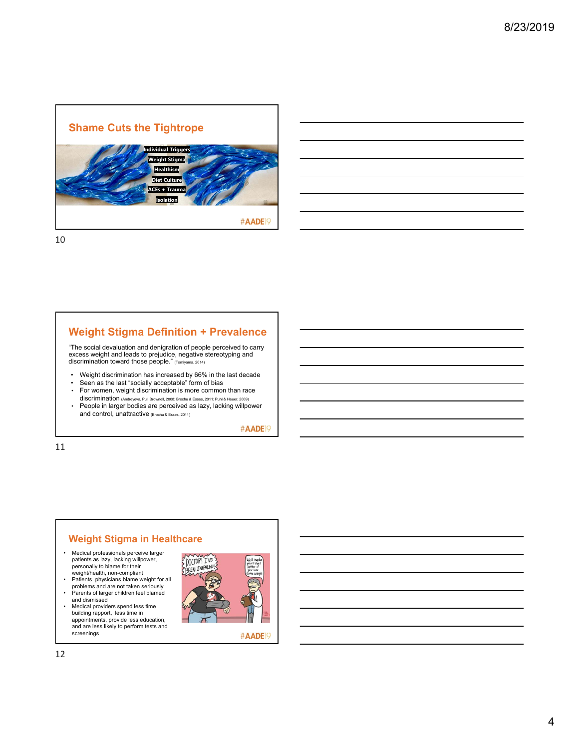## Shame Cuts the Tightrope

Individual Triggers
Weight Stigma
Healthism
Diet Culture
ACEs + Trauma
Isolation

#AADE19

## Weight Stigma Definition + Prevalence

"The social devaluation and denigration of people perceived to carry excess weight and leads to prejudice, negative stereotyping and discrimination toward those people." (Tomiyama, 2014)

- Weight discrimination has increased by 66% in the last decade
- Seen as the last "socially acceptable" form of bias
- For women, weight discrimination is more common than race discrimination (Andreyeva, Pul, Brownell, 2008; Brochu & Esses, 2011; Puhl & Heuer, 2009)
- People in larger bodies are perceived as lazy, lacking willpower and control, unattractive (Brochu & Esses, 2011)

#AADE19

## Weight Stigma in Healthcare

- Medical professionals perceive larger patients as lazy, lacking willpower, personally to blame for their weight/health, non-compliant
- Patients physicians blame weight for all problems and are not taken seriously
- Parents of larger children feel blamed and dismissed
- Medical providers spend less time building rapport, less time in appointments, provide less education, and are less likely to perform tests and screenings

#AADE19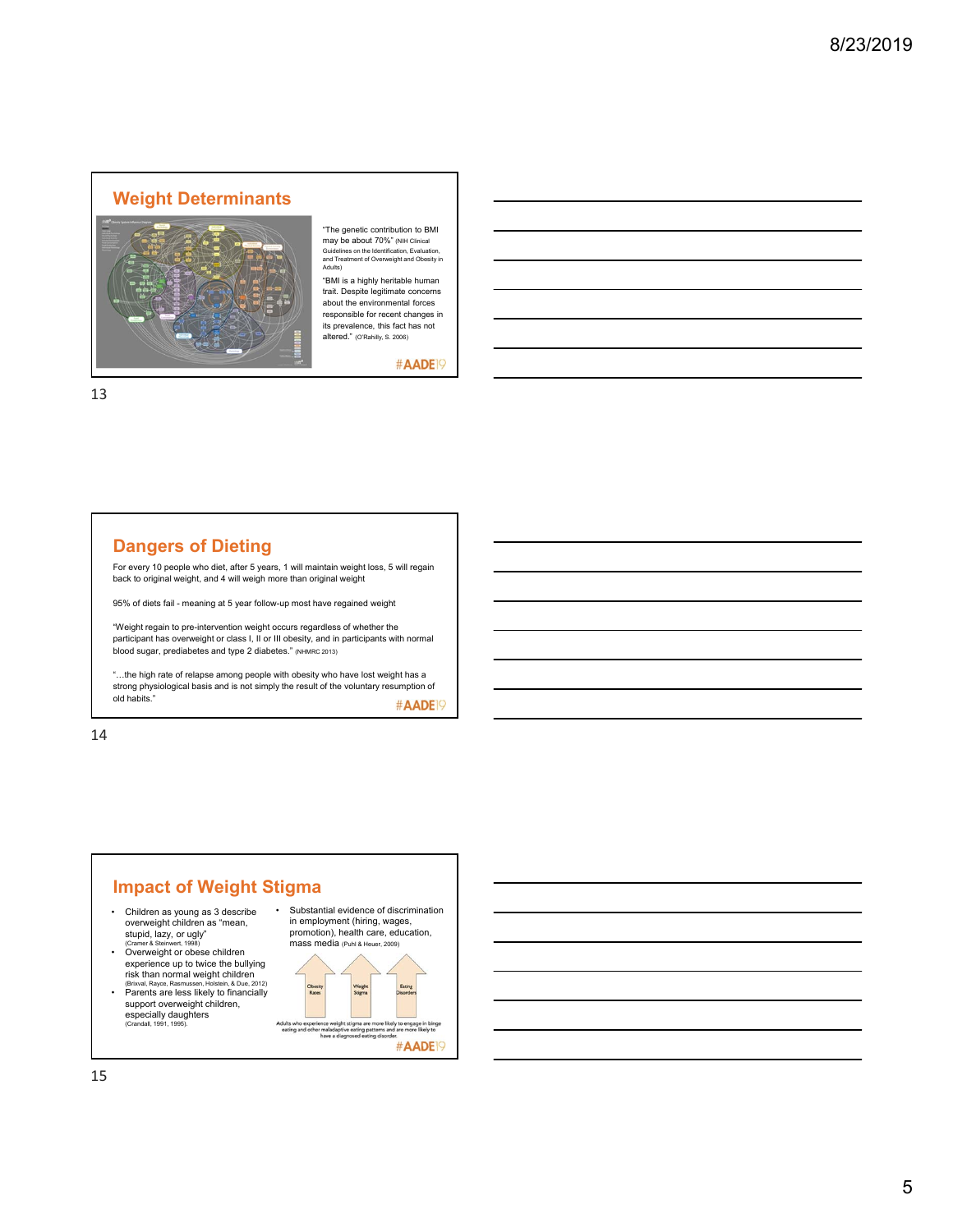## Weight Determinants

"The genetic contribution to BMI may be about 70%" (NIH Clinical Guidelines on the Identification, Evaluation, and Treatment of Overweight and Obesity in Adults)

"BMI is a highly heritable human trait. Despite legitimate concerns about the environmental forces responsible for recent changes in its prevalence, this fact has not altered." (O'Rahilly, S. 2006)

#AADE19

## Dangers of Dieting

For every 10 people who diet, after 5 years, 1 will maintain weight loss, 5 will regain back to original weight, and 4 will weigh more than original weight

95% of diets fail - meaning at 5 year follow-up most have regained weight

"Weight regain to pre-intervention weight occurs regardless of whether the participant has overweight or class I, II or III obesity, and in participants with normal blood sugar, prediabetes and type 2 diabetes." (NHMRC 2013)

"…the high rate of relapse among people with obesity who have lost weight has a strong physiological basis and is not simply the result of the voluntary resumption of old habits."

#AADE19

## Impact of Weight Stigma

- Children as young as 3 describe overweight children as "mean, stupid, lazy, or ugly" (Cramer & Steinwert, 1998)
- Overweight or obese children experience up to twice the bullying risk than normal weight children (Brixval, Rayce, Rasmussen, Holstein, & Due, 2012)
- Parents are less likely to financially support overweight children, especially daughters (Crandall, 1991, 1995).
- Substantial evidence of discrimination in employment (hiring, wages, promotion), health care, education, mass media (Puhl & Heuer, 2009)

Obesity Rates → Weight Stigma → Eating Disorders

Adults who experience weight stigma are more likely to engage in binge eating and other maladaptive eating patterns and are more likely to have a diagnosed eating disorder.

#AADE19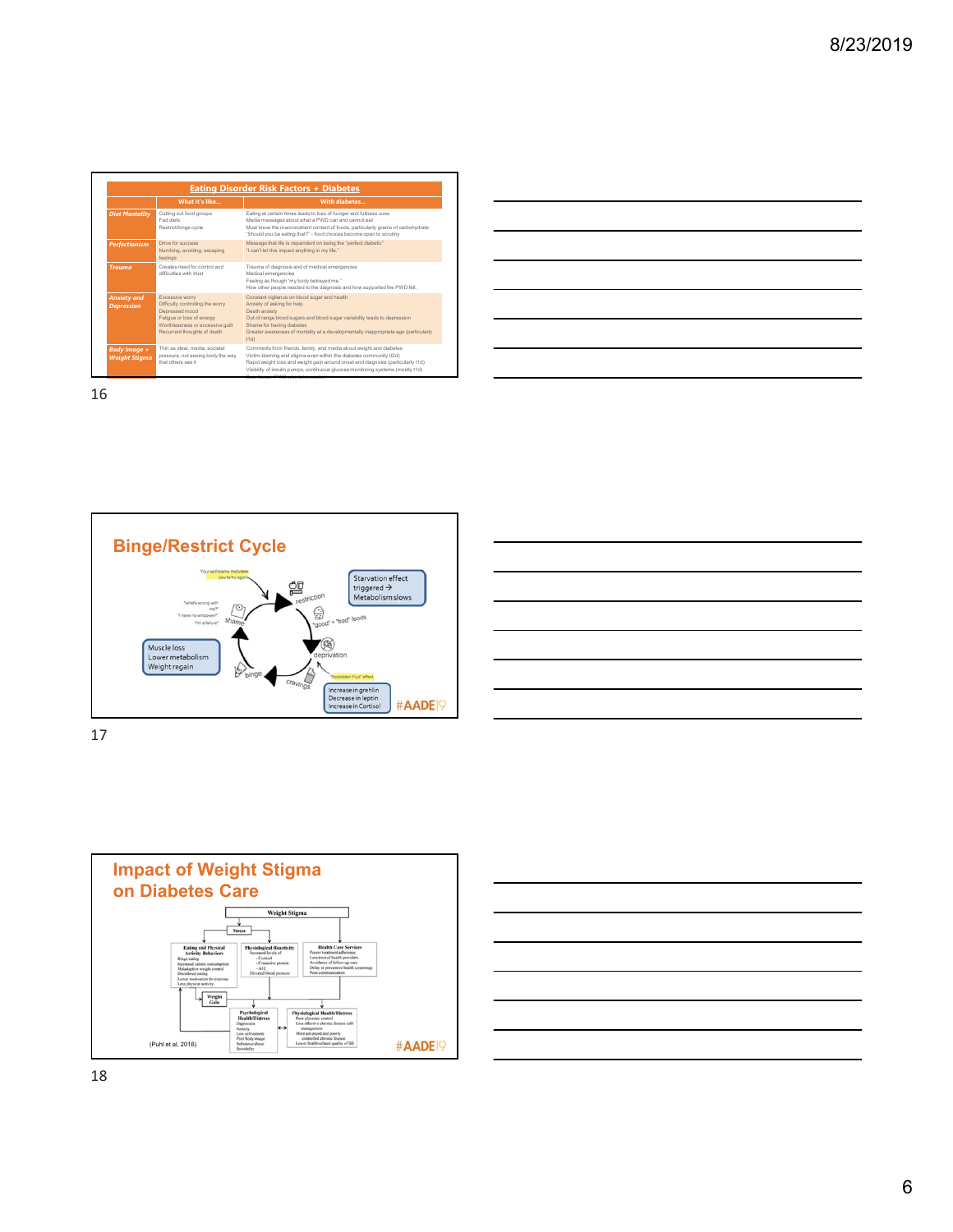## Eating Disorder Risk Factors + Diabetes

| | What it's like... | With diabetes... |
|---|---|---|
| *Diet Mentality* | Cutting out food groups<br>Fad diets<br>Restrict/binge cycle | Eating at certain times leads to loss of hunger and fullness cues<br>Media messages about what a PWD can and cannot eat<br>Must know the macronutrient content of foods, particularly grams of carbohydrate<br>"Should you be eating that?" - food choices become open to scrutiny |
| *Perfectionism* | Drive for success<br>Numbing, avoiding, escaping feelings | Message that life is dependent on being the "perfect diabetic"<br>"I can't let this impact anything in my life." |
| *Trauma* | Creates need for control and difficulties with trust | Trauma of diagnosis and of medical emergencies<br>Medical emergencies<br>Feeling as though "my body betrayed me."<br>How other people reacted to the diagnosis and how supported the PWD felt. |
| *Anxiety and Depression* | Excessive worry<br>Difficulty controlling the worry<br>Depressed mood<br>Fatigue or loss of energy<br>Worthlessness or excessive guilt<br>Recurrent thoughts of death | Constant vigilance on blood sugar and health<br>Anxiety of asking for help<br>Death anxiety<br>Out of range blood sugars and blood sugar variability leads to depression<br>Shame for having diabetes<br>Greater awareness of mortality at a developmentally inappropriate age (particularly t1d) |
| *Body Image + Weight Stigma* | Thin as ideal, media, societal pressure, not seeing body the way that others see it | Comments from friends, family, and media about weight and diabetes<br>Victim-blaming and stigma even within the diabetes community (t2d)<br>Rapid weight loss and weight gain around onset and diagnosis (particularly t1d)<br>Visibility of insulin pumps, continuous glucose monitoring systems (mostly t1d) |

## Binge/Restrict Cycle

## Impact of Weight Stigma on Diabetes Care

(Puhl et al, 2016)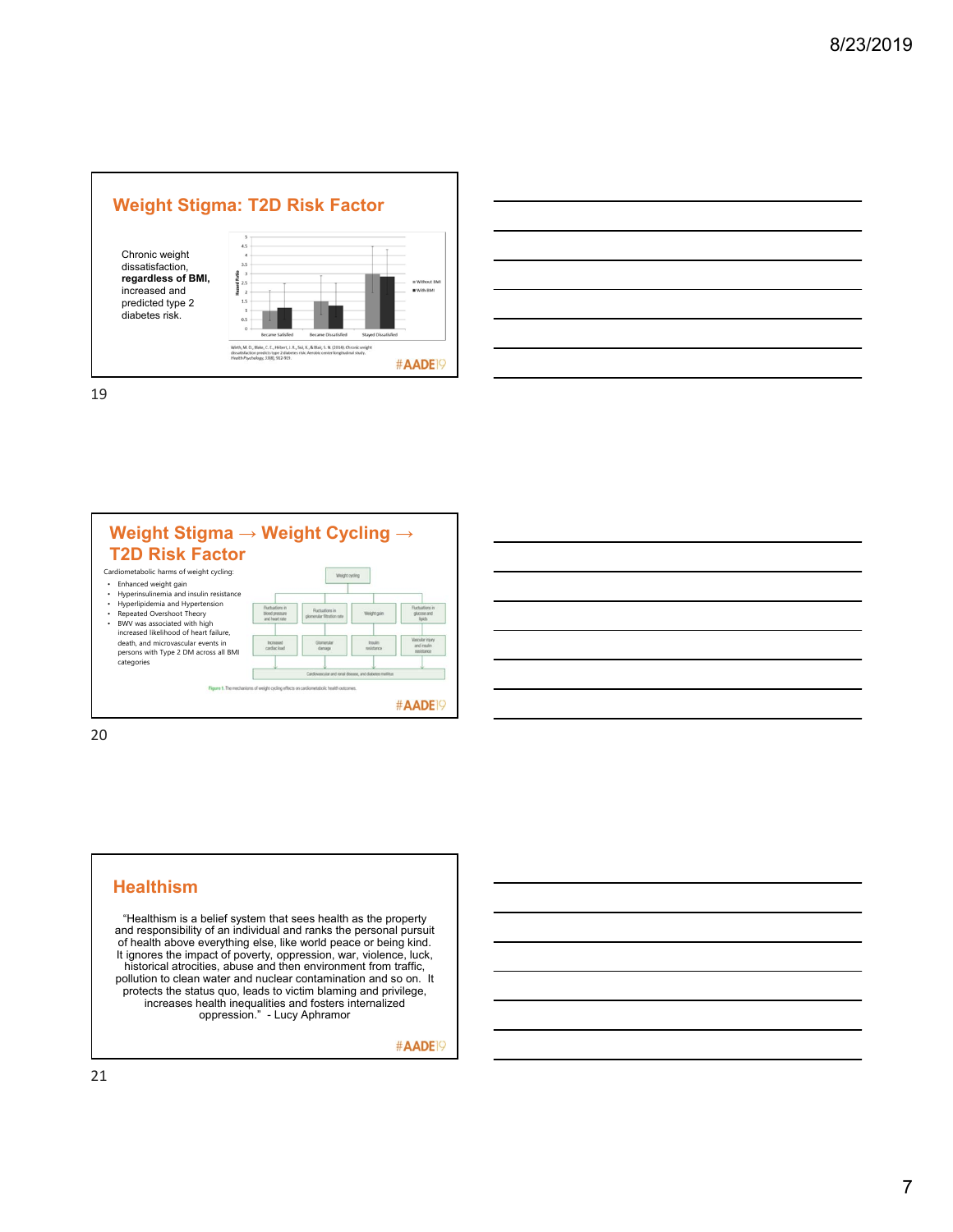## Weight Stigma: T2D Risk Factor

Chronic weight dissatisfaction, **regardless of BMI,** increased and predicted type 2 diabetes risk.

Wirth, M. D., Blake, C. E., Hebert, J. R., Sui, X., & Blair, S. N. (2014). Chronic weight dissatisfaction predicts type 2 diabetes risk: Aerobic center longitudinal study. *Health Psychology, 33*(8), 912-919.

#AADE19

## Weight Stigma → Weight Cycling → T2D Risk Factor

Cardiometabolic harms of weight cycling:

- Enhanced weight gain
- Hyperinsulinemia and insulin resistance
- Hyperlipidemia and Hypertension
- Repeated Overshoot Theory
- BWV was associated with high increased likelihood of heart failure, death, and microvascular events in persons with Type 2 DM across all BMI categories

Figure 1: The mechanisms of weight cycling effects on cardiometabolic health outcomes.

#AADE19

## Healthism

"Healthism is a belief system that sees health as the property and responsibility of an individual and ranks the personal pursuit of health above everything else, like world peace or being kind. It ignores the impact of poverty, oppression, war, violence, luck, historical atrocities, abuse and then environment from traffic, pollution to clean water and nuclear contamination and so on. It protects the status quo, leads to victim blaming and privilege, increases health inequalities and fosters internalized oppression." - Lucy Aphramor

#AADE19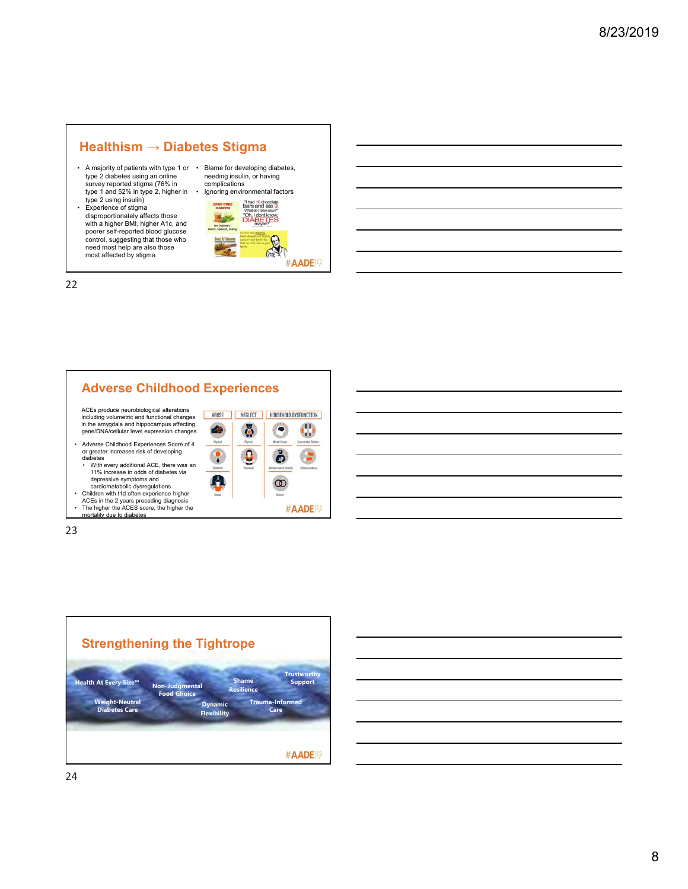## Healthism → Diabetes Stigma

- A majority of patients with type 1 or type 2 diabetes using an online survey reported stigma (76% in type 1 and 52% in type 2, higher in type 2 using insulin)
- Experience of stigma disproportionately affects those with a higher BMI, higher A1c, and poorer self-reported blood glucose control, suggesting that those who need most help are also those most affected by stigma
- Blame for developing diabetes, needing insulin, or having complications
- Ignoring environmental factors

"I had 10 chocolate bars and ate 9. What do I have now?" "Oh, I dont know, DIABETES maybe?"

#AADE19

## Adverse Childhood Experiences

ACEs produce neurobiological alterations including volumetric and functional changes in the amygdala and hippocampus affecting gene/DNA/cellular level expression changes.

- Adverse Childhood Experiences Score of 4 or greater increases risk of developing diabetes
  - With every additional ACE, there was an 11% increase in odds of diabetes via depressive symptoms and cardiometabolic dysregulations
- Children with t1d often experience higher ACEs in the 2 years preceding diagnosis
- The higher the ACES score, the higher the mortality due to diabetes

| ABUSE | NEGLECT | HOUSEHOLD DYSFUNCTION | |
|---|---|---|---|
| Physical | Physical | Mental Illness | Incarcerated Relative |
| Emotional | Emotional | Mother treated violently | Substance Abuse |
| Sexual | | Divorce | |

#AADE19

## Strengthening the Tightrope

Health At Every Size™ · Non-Judgmental Food Choice · Shame Resilience · Trustworthy Support · Weight-Neutral Diabetes Care · Dynamic Flexibility · Trauma-Informed Care

#AADE19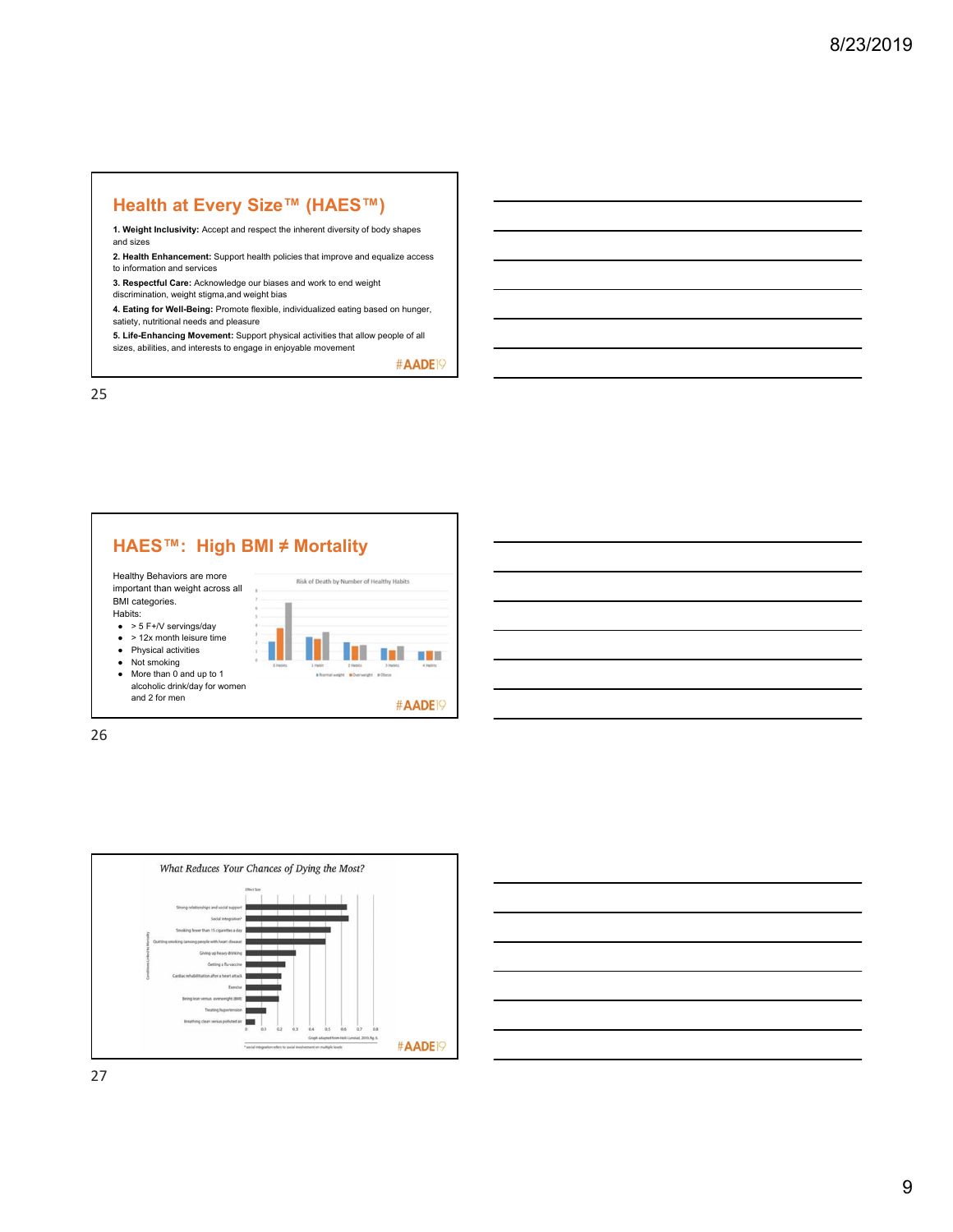## Health at Every Size™ (HAES™)

1. **Weight Inclusivity:** Accept and respect the inherent diversity of body shapes and sizes
2. **Health Enhancement:** Support health policies that improve and equalize access to information and services
3. **Respectful Care:** Acknowledge our biases and work to end weight discrimination, weight stigma,and weight bias
4. **Eating for Well-Being:** Promote flexible, individualized eating based on hunger, satiety, nutritional needs and pleasure
5. **Life-Enhancing Movement:** Support physical activities that allow people of all sizes, abilities, and interests to engage in enjoyable movement

#AADE19

25

## HAES™: High BMI ≠ Mortality

Healthy Behaviors are more important than weight across all BMI categories.

Habits:

- > 5 F+/V servings/day
- > 12x month leisure time
- Physical activities
- Not smoking
- More than 0 and up to 1 alcoholic drink/day for women and 2 for men

Risk of Death by Number of Healthy Habits

#AADE19

26

What Reduces Your Chances of Dying the Most?

Graph adapted from Holt-Lunstad, 2010, fig. 6.

#AADE19

27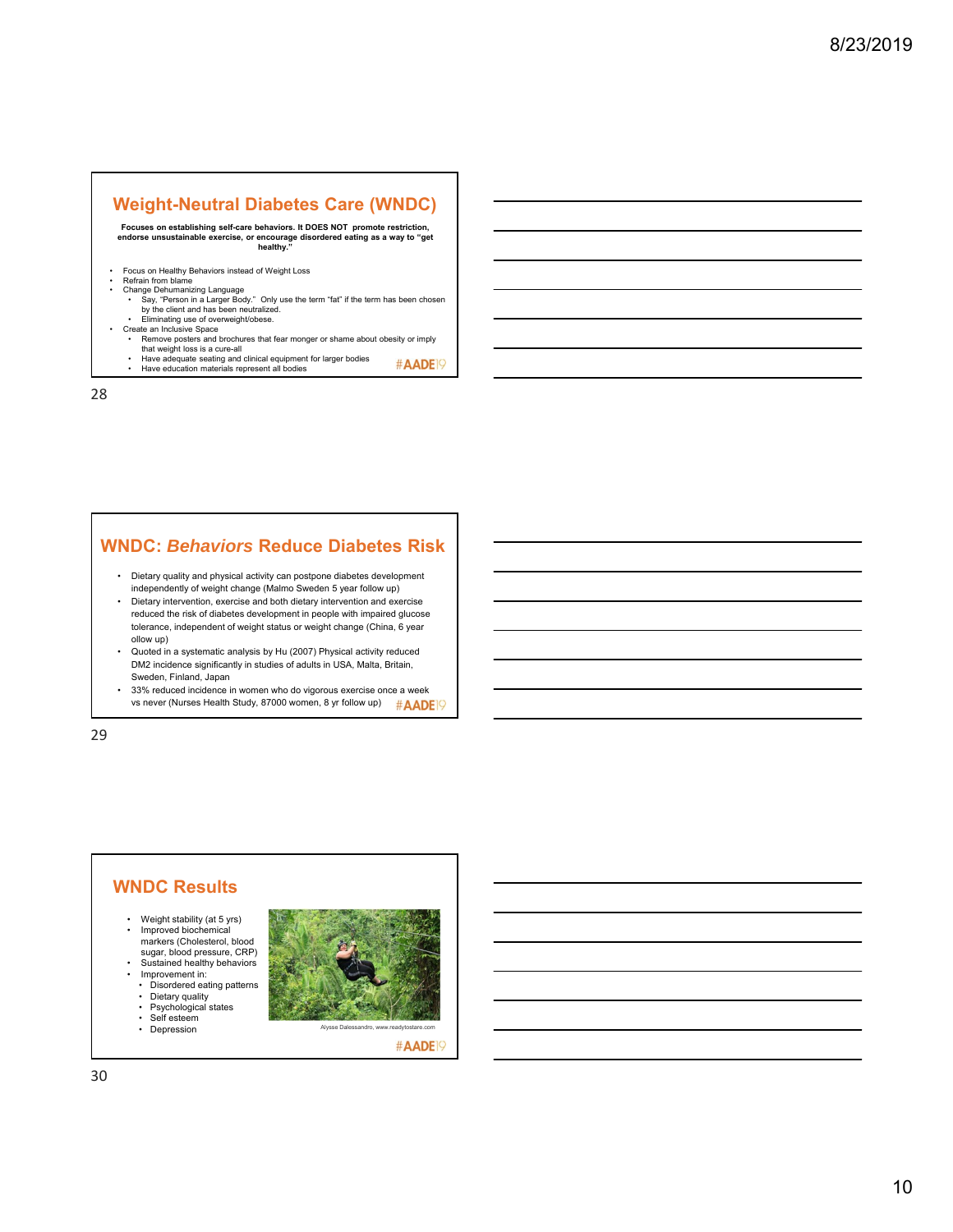## Weight-Neutral Diabetes Care (WNDC)

**Focuses on establishing self-care behaviors. It DOES NOT promote restriction, endorse unsustainable exercise, or encourage disordered eating as a way to "get healthy."**

- Focus on Healthy Behaviors instead of Weight Loss
- Refrain from blame
- Change Dehumanizing Language
  - Say, "Person in a Larger Body." Only use the term "fat" if the term has been chosen by the client and has been neutralized.
  - Eliminating use of overweight/obese.
- Create an Inclusive Space
  - Remove posters and brochures that fear monger or shame about obesity or imply that weight loss is a cure-all
  - Have adequate seating and clinical equipment for larger bodies
  - Have education materials represent all bodies

#AADE19

28

## WNDC: *Behaviors* Reduce Diabetes Risk

- Dietary quality and physical activity can postpone diabetes development independently of weight change (Malmo Sweden 5 year follow up)
- Dietary intervention, exercise and both dietary intervention and exercise reduced the risk of diabetes development in people with impaired glucose tolerance, independent of weight status or weight change (China, 6 year ollow up)
- Quoted in a systematic analysis by Hu (2007) Physical activity reduced DM2 incidence significantly in studies of adults in USA, Malta, Britain, Sweden, Finland, Japan
- 33% reduced incidence in women who do vigorous exercise once a week vs never (Nurses Health Study, 87000 women, 8 yr follow up)

#AADE19

29

## WNDC Results

- Weight stability (at 5 yrs)
- Improved biochemical markers (Cholesterol, blood sugar, blood pressure, CRP)
- Sustained healthy behaviors
- Improvement in:
  - Disordered eating patterns
  - Dietary quality
  - Psychological states
  - Self esteem
  - Depression

Alysse Dalessandro, www.readytostare.com

#AADE19

30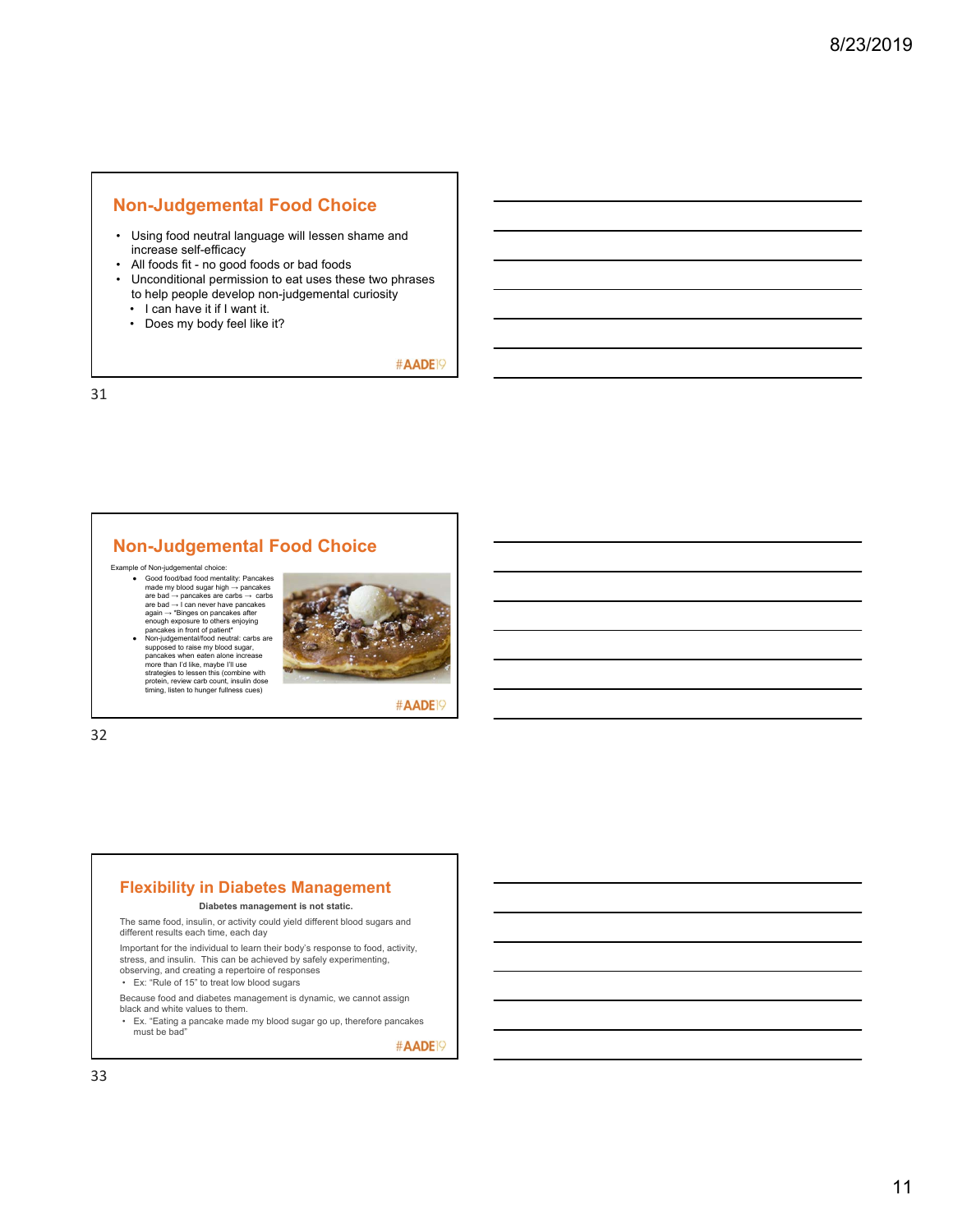## Non-Judgemental Food Choice

- Using food neutral language will lessen shame and increase self-efficacy
- All foods fit - no good foods or bad foods
- Unconditional permission to eat uses these two phrases to help people develop non-judgemental curiosity
  - I can have it if I want it.
  - Does my body feel like it?

#AADE19

## Non-Judgemental Food Choice

Example of Non-judgemental choice:

- Good food/bad food mentality: Pancakes made my blood sugar high → pancakes are bad → pancakes are carbs → carbs are bad → I can never have pancakes again → "Binges on pancakes after enough exposure to others enjoying pancakes in front of patient"
- Non-judgemental/food neutral: carbs are supposed to raise my blood sugar, pancakes when eaten alone increase more than I'd like, maybe I'll use strategies to lessen this (combine with protein, review carb count, insulin dose timing, listen to hunger fullness cues)

#AADE19

## Flexibility in Diabetes Management

**Diabetes management is not static.**

The same food, insulin, or activity could yield different blood sugars and different results each time, each day

Important for the individual to learn their body's response to food, activity, stress, and insulin. This can be achieved by safely experimenting, observing, and creating a repertoire of responses

- Ex: "Rule of 15" to treat low blood sugars

Because food and diabetes management is dynamic, we cannot assign black and white values to them.

- Ex. "Eating a pancake made my blood sugar go up, therefore pancakes must be bad"

#AADE19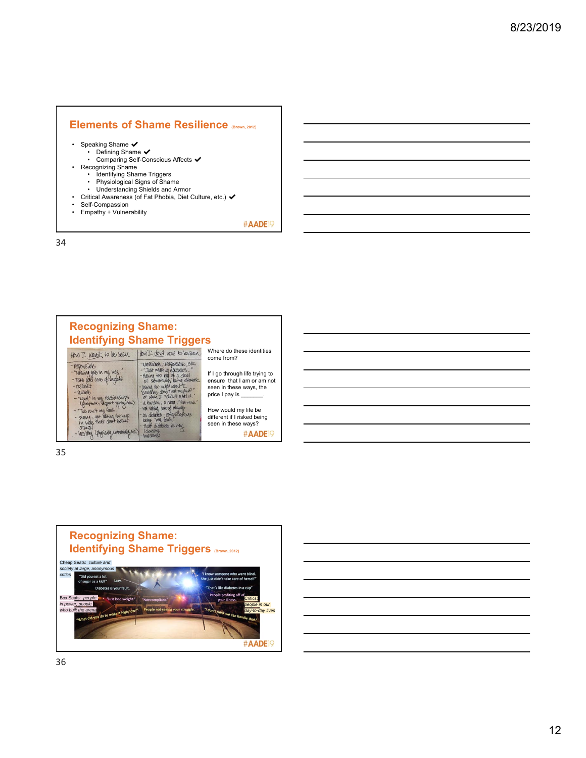## Elements of Shame Resilience (Brown, 2012)

- Speaking Shame ✔
  - Defining Shame ✔
  - Comparing Self-Conscious Affects ✔
- Recognizing Shame
  - Identifying Shame Triggers
  - Physiological Signs of Shame
  - Understanding Shields and Armor
- Critical Awareness (of Fat Phobia, Diet Culture, etc.) ✔
- Self-Compassion
- Empathy + Vulnerability

#AADE19

## Recognizing Shame: Identifying Shame Triggers

| How I want to be seen | How I don't want to be seen |
|---|---|
| - responsible<br>- "nothing gets in my way"<br>- Take good care of myself<br>- resilient<br>- reliable<br>- "equal" in my relationships (w/ partner, support giving, etc.)<br>- "This isn't my fault"<br>- strong, not asking for help in ways that don't bother others<br>- healthy (physically, emotionally, etc.) | - unreliable, irresponsible, etc.<br>- "Just making excuses"<br>- Making too big of a deal of something / being dramatic<br>- asking for help when I "could've done that myself" or when I "didn't need it"<br>- a burden, a drag, "too much"<br>- not taking care of myself<br>- as diabetes complications being my fault<br>- that diabetes is my identity<br>- burdens |

Where do these identities come from?

If I go through life trying to ensure that I am or am not seen in these ways, the price I pay is _______.

How would my life be different if I risked being seen in these ways?

#AADE19

## Recognizing Shame: Identifying Shame Triggers (Brown, 2012)

Cheap Seats: *culture and society at large, anonymous critics*

Box Seats: *people in power, people who built the arena*

Critics: *people in our day-to-day lives*

"Did you eat a lot of sugar as a kid?"

Lazy.

Diabetes is your fault.

"I know someone who went blind. She just didn't take care of herself."

"That's like diabetes in a cup"

People profiting off of your illness.

"Just lose weight."

"Noncompliant."

"What did you do to make it high/low?"

People not seeing your struggle.

"I don't think we can handle that."

#AADE19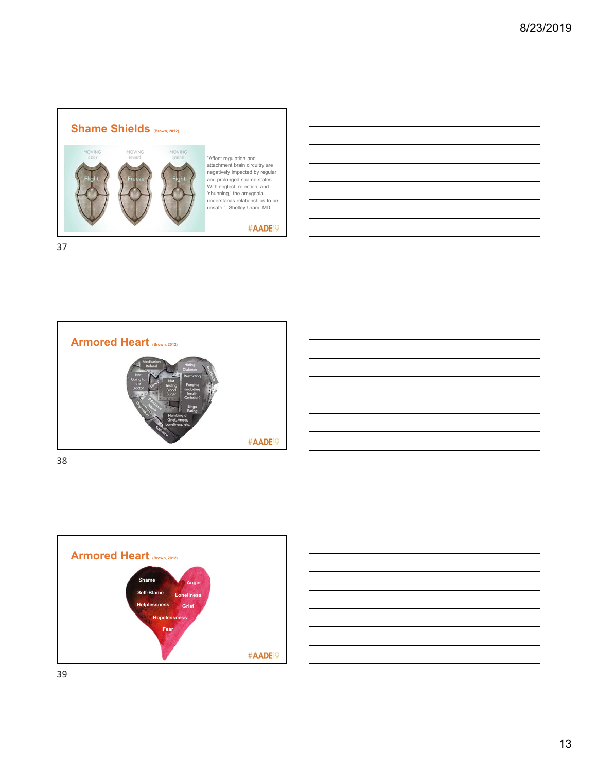## Shame Shields (Brown, 2012)

MOVING away — Flight

MOVING toward — Freeze

MOVING against — Fight

"Affect regulation and attachment brain circuitry are negatively impacted by regular and prolonged shame states. With neglect, rejection, and 'shunning,' the amygdala understands relationships to be unsafe." -Shelley Uram, MD

#AADE19

## Armored Heart (Brown, 2012)

Medication Refusal

Hiding Diabetes

Avoidance

Not Going to the Doctor

Denial

Not Testing Blood Sugar

Restricting

Purging (including Insulin Omission)

Substance Abuse

Depression

Binge Eating

Numbing of Grief, Anger, Loneliness, etc.

Addiction

#AADE19

## Armored Heart (Brown, 2012)

Shame

Anger

Self-Blame

Loneliness

Helplessness

Grief

Hopelessness

Fear

#AADE19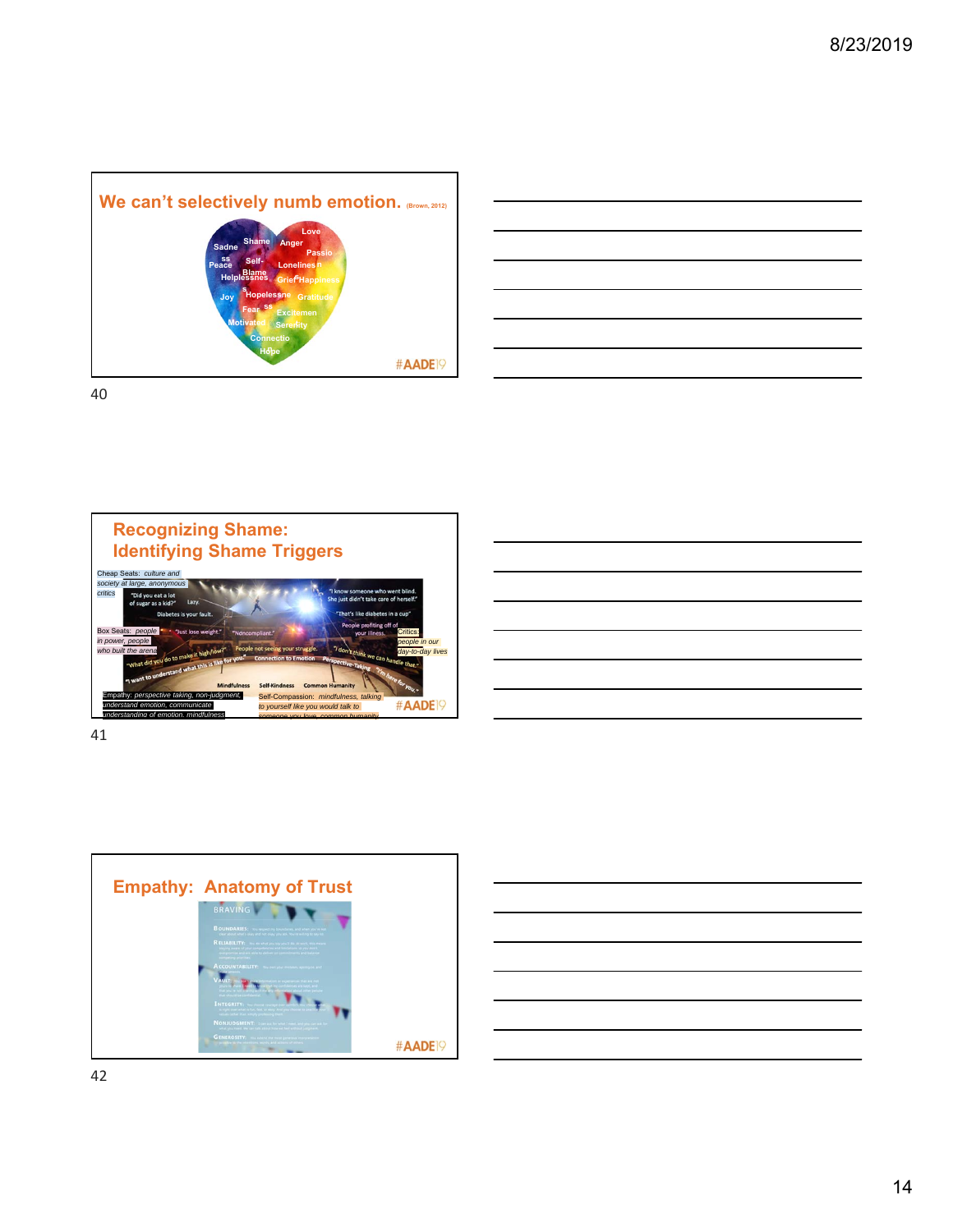## We can't selectively numb emotion. (Brown, 2012)

Sadness Shame Anger Love Passion Peace Self-Blame Loneliness Helplessness Grief Happiness Joy Hopelessness Gratitude Fear Excitement Motivated Serenity Connection Hope

#AADE19

40

## Recognizing Shame: Identifying Shame Triggers

Cheap Seats: *culture and society at large, anonymous critics*

"Did you eat a lot of sugar as a kid?" Lazy. Diabetes is your fault.

"I know someone who went blind. She just didn't take care of herself."

"That's like diabetes in a cup"

People profiting off of your illness.

Box Seats: *people in power, people who built the arena*

"Just lose weight." "Noncompliant."

Critics: *people in our day-to-day lives*

"What did you do to make it high/low?" People not seeing your struggle. "I don't think we can handle that."

"I want to understand what this is like for you." Connection to Emotion Perspective-Taking "I'm here for you."

Mindfulness Self-Kindness Common Humanity

Empathy: *perspective taking, non-judgment, understand emotion, communicate understanding of emotion, mindfulness*

Self-Compassion: *mindfulness, talking to yourself like you would talk to someone you love, common humanity*

#AADE19

41

## Empathy: Anatomy of Trust

BRAVING

BOUNDARIES

RELIABILITY

ACCOUNTABILITY

VAULT

INTEGRITY

NONJUDGMENT

GENEROSITY

#AADE19

42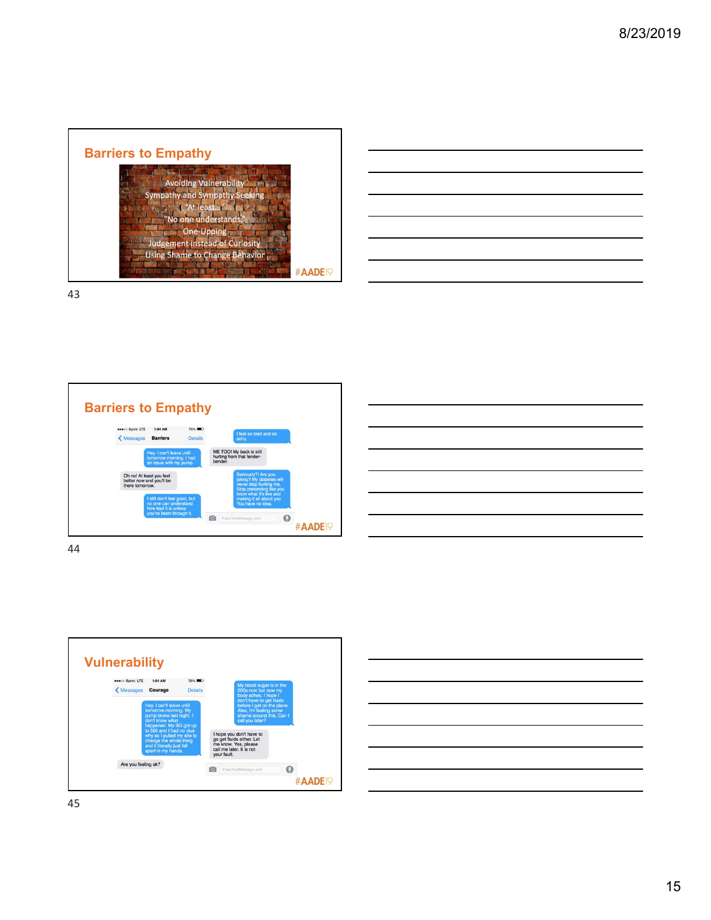## Barriers to Empathy

Avoiding Vulnerability
Sympathy and Sympathy Seeking
"At least..."
"No one understands."
One-Upping
Judgement instead of Curiosity
Using Shame to Change Behavior

#AADE19

## Barriers to Empathy

Sprint LTE 1:04 AM 75%

Messages **Barriers** Details

Hey. I can't leave until tomorrow morning. I had an issue with my pump.

Oh no! At least you feel better now and you'll be there tomorrow.

I still don't feel good, but no one can understand how bad it is unless you've been through it.

I feel so tired and so achy.

ME TOO! My back is still hurting from that fender-bender.

Seriously?! Are you joking? My diabetes will never stop hurting me. Stop pretending like you know what it's like and making it all about you. You have no idea.

#AADE19

## Vulnerability

Sprint LTE 1:04 AM 75%

Messages **Courage** Details

Hey. I can't leave until tomorrow morning. My pump broke last night. I don't know what happened. My BG got up to 550 and I had no clue why so I pulled my site to change the whole thing and it literally just fell apart in my hands.

Are you feeling ok?

My blood sugar is in the 200s now but now my body aches. I hope I don't have to get fluids before I get on the plane. Also, I'm feeling some shame around this. Can I call you later?

I hope you don't have to go get fluids either. Let me know. Yes, please call me later. It is not your fault.

#AADE19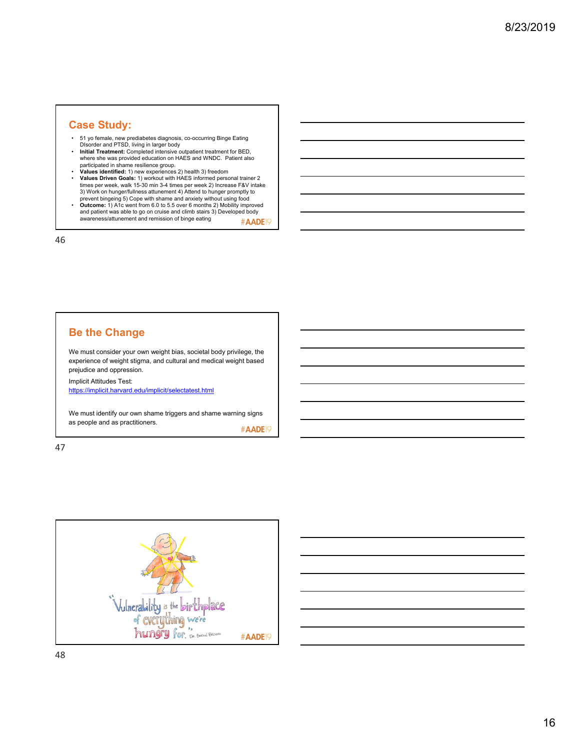## Case Study:

- 51 yo female, new prediabetes diagnosis, co-occurring Binge Eating DIsorder and PTSD, living in larger body
- **Initial Treatment:** Completed intensive outpatient treatment for BED, where she was provided education on HAES and WNDC. Patient also participated in shame resilience group.
- **Values identified:** 1) new experiences 2) health 3) freedom
- **Values Driven Goals:** 1) workout with HAES informed personal trainer 2 times per week, walk 15-30 min 3-4 times per week 2) Increase F&V intake 3) Work on hunger/fullness attunement 4) Attend to hunger promptly to prevent bingeing 5) Cope with shame and anxiety without using food
- **Outcome:** 1) A1c went from 6.0 to 5.5 over 6 months 2) Mobility improved and patient was able to go on cruise and climb stairs 3) Developed body awareness/attunement and remission of binge eating

#AADE19

## Be the Change

We must consider your own weight bias, societal body privilege, the experience of weight stigma, and cultural and medical weight based prejudice and oppression.

Implicit Attitudes Test:
https://implicit.harvard.edu/implicit/selectatest.html

We must identify our own shame triggers and shame warning signs as people and as practitioners.

#AADE19

"Vulnerability is the birthplace of everything we're hungry for." Dr. Brené Brown

#AADE19